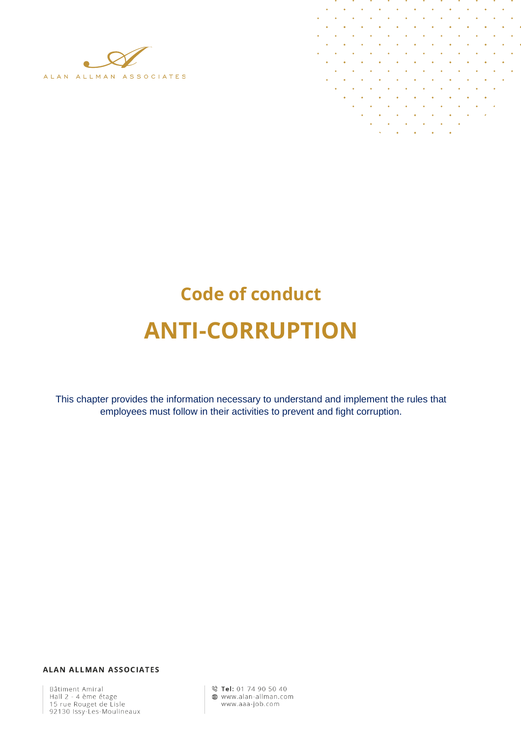ALAN ALLMAN ASSOCIATES

# Code of conduct

# ANTI-CORRUPTION

This chapter provides the information necessary to understand and implement the rules that employees must follow in their activities to prevent and fight corruption.

**ALAN ALLMAN ASSOCIATES**

Bâtiment Amiral
Hall 2 - 4 ème étage
15 rue Rouget de Lisle
92130 Issy-Les-Moulineaux

**Tel:** 01 74 90 50 40
www.alan-allman.com
www.aaa-job.com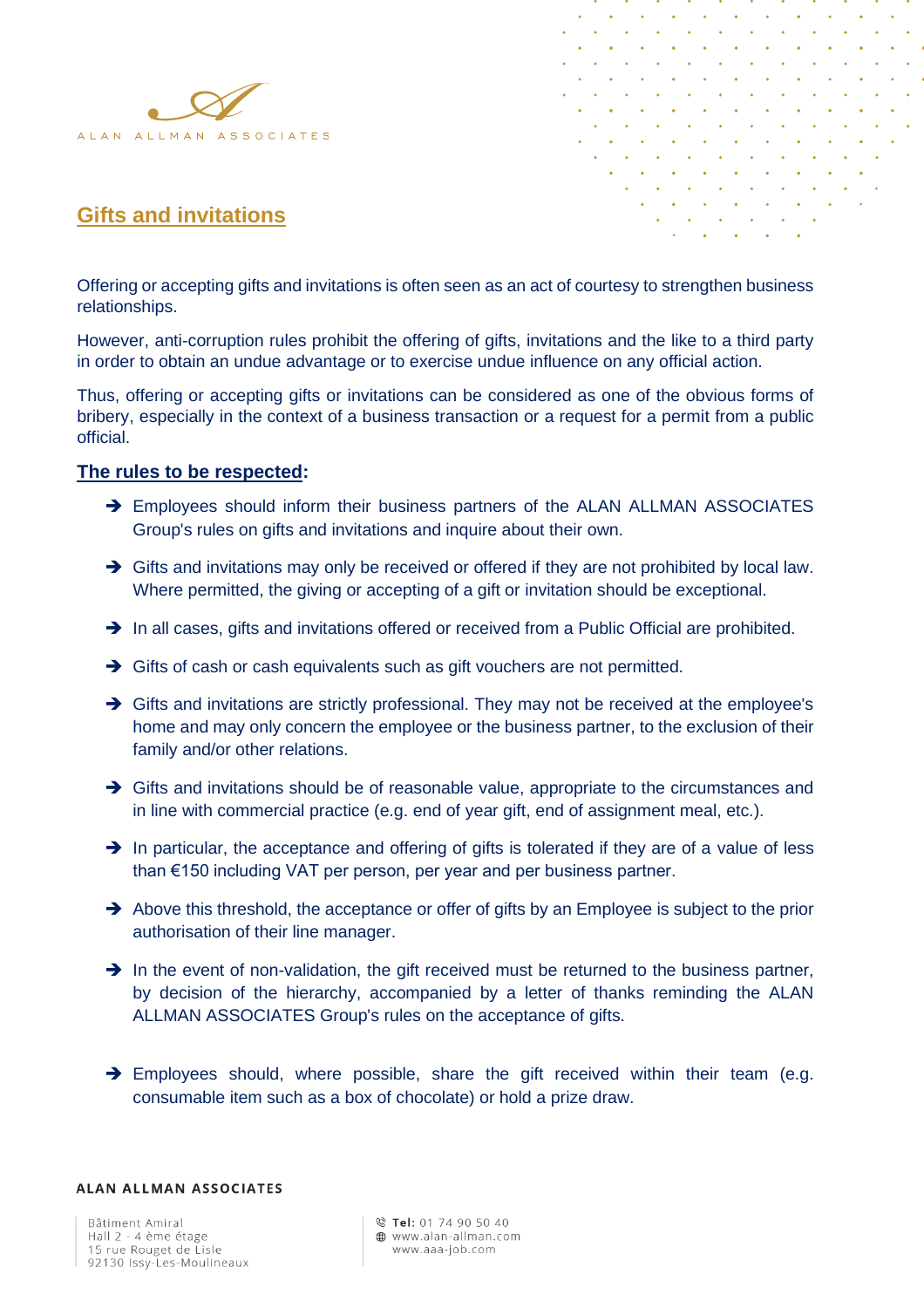## Gifts and invitations

Offering or accepting gifts and invitations is often seen as an act of courtesy to strengthen business relationships.

However, anti-corruption rules prohibit the offering of gifts, invitations and the like to a third party in order to obtain an undue advantage or to exercise undue influence on any official action.

Thus, offering or accepting gifts or invitations can be considered as one of the obvious forms of bribery, especially in the context of a business transaction or a request for a permit from a public official.

**The rules to be respected:**

- ➔ Employees should inform their business partners of the ALAN ALLMAN ASSOCIATES Group's rules on gifts and invitations and inquire about their own.
- ➔ Gifts and invitations may only be received or offered if they are not prohibited by local law. Where permitted, the giving or accepting of a gift or invitation should be exceptional.
- ➔ In all cases, gifts and invitations offered or received from a Public Official are prohibited.
- ➔ Gifts of cash or cash equivalents such as gift vouchers are not permitted.
- ➔ Gifts and invitations are strictly professional. They may not be received at the employee's home and may only concern the employee or the business partner, to the exclusion of their family and/or other relations.
- ➔ Gifts and invitations should be of reasonable value, appropriate to the circumstances and in line with commercial practice (e.g. end of year gift, end of assignment meal, etc.).
- ➔ In particular, the acceptance and offering of gifts is tolerated if they are of a value of less than €150 including VAT per person, per year and per business partner.
- ➔ Above this threshold, the acceptance or offer of gifts by an Employee is subject to the prior authorisation of their line manager.
- ➔ In the event of non-validation, the gift received must be returned to the business partner, by decision of the hierarchy, accompanied by a letter of thanks reminding the ALAN ALLMAN ASSOCIATES Group's rules on the acceptance of gifts.
- ➔ Employees should, where possible, share the gift received within their team (e.g. consumable item such as a box of chocolate) or hold a prize draw.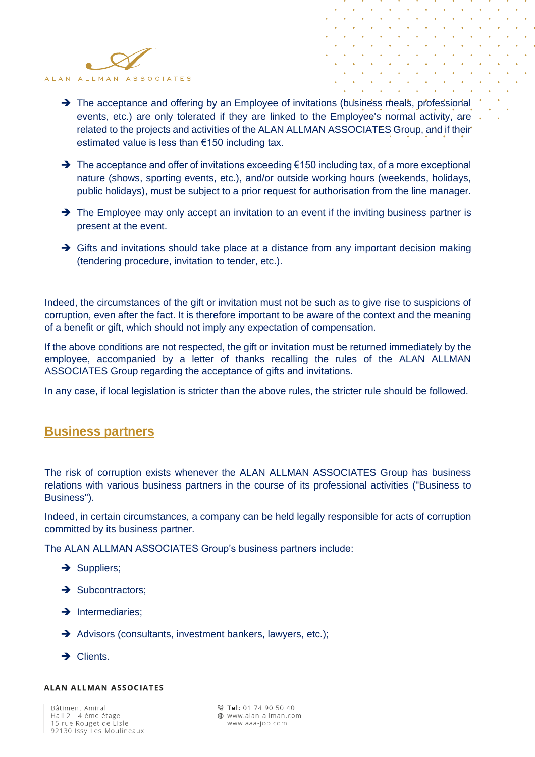- The acceptance and offering by an Employee of invitations (business meals, professional events, etc.) are only tolerated if they are linked to the Employee's normal activity, are related to the projects and activities of the ALAN ALLMAN ASSOCIATES Group, and if their estimated value is less than €150 including tax.
- The acceptance and offer of invitations exceeding €150 including tax, of a more exceptional nature (shows, sporting events, etc.), and/or outside working hours (weekends, holidays, public holidays), must be subject to a prior request for authorisation from the line manager.
- The Employee may only accept an invitation to an event if the inviting business partner is present at the event.
- Gifts and invitations should take place at a distance from any important decision making (tendering procedure, invitation to tender, etc.).

Indeed, the circumstances of the gift or invitation must not be such as to give rise to suspicions of corruption, even after the fact. It is therefore important to be aware of the context and the meaning of a benefit or gift, which should not imply any expectation of compensation.

If the above conditions are not respected, the gift or invitation must be returned immediately by the employee, accompanied by a letter of thanks recalling the rules of the ALAN ALLMAN ASSOCIATES Group regarding the acceptance of gifts and invitations.

In any case, if local legislation is stricter than the above rules, the stricter rule should be followed.

## Business partners

The risk of corruption exists whenever the ALAN ALLMAN ASSOCIATES Group has business relations with various business partners in the course of its professional activities ("Business to Business").

Indeed, in certain circumstances, a company can be held legally responsible for acts of corruption committed by its business partner.

The ALAN ALLMAN ASSOCIATES Group's business partners include:

- Suppliers;
- Subcontractors;
- Intermediaries;
- Advisors (consultants, investment bankers, lawyers, etc.);
- Clients.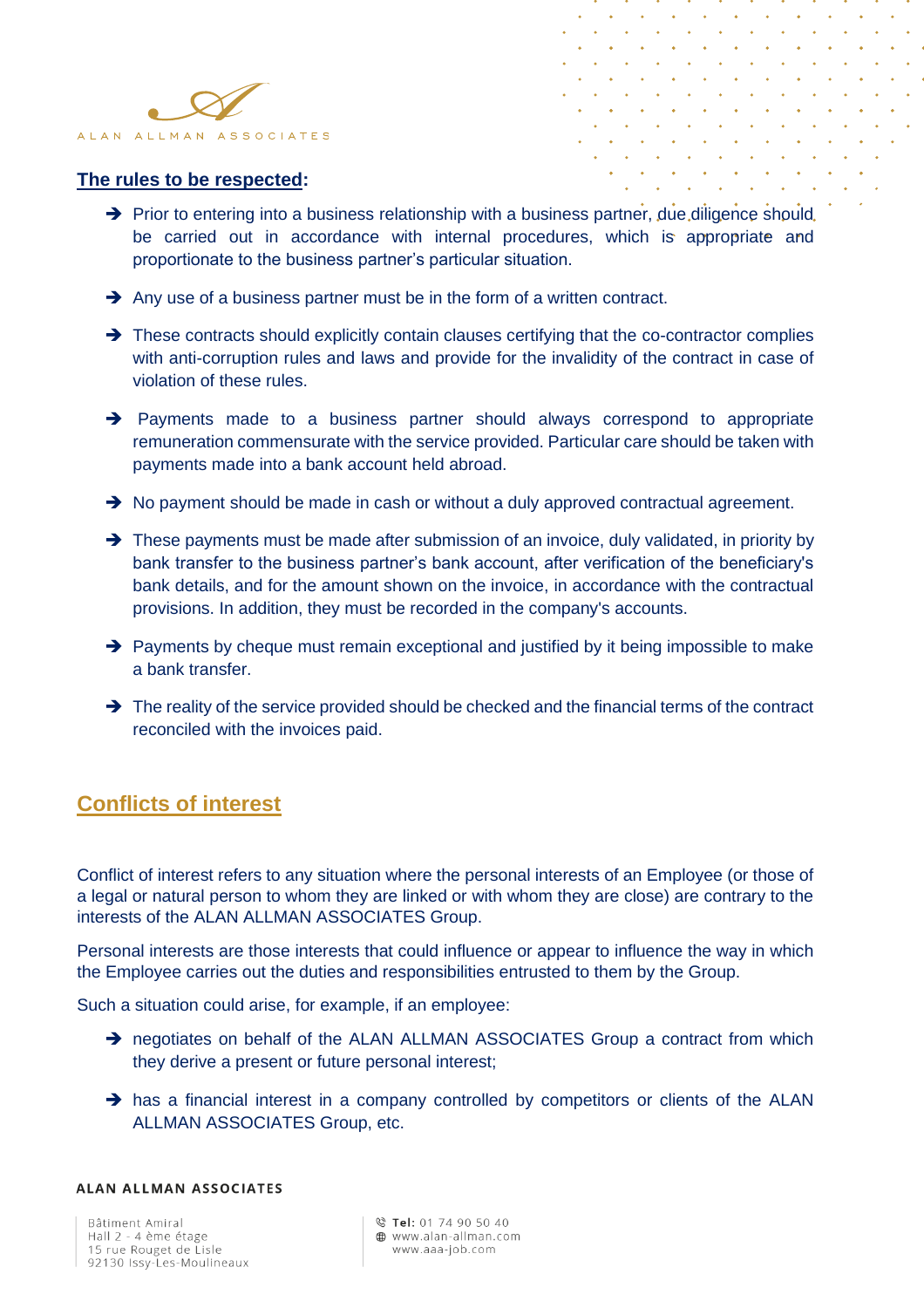**The rules to be respected:**

- Prior to entering into a business relationship with a business partner, due diligence should be carried out in accordance with internal procedures, which is appropriate and proportionate to the business partner's particular situation.
- Any use of a business partner must be in the form of a written contract.
- These contracts should explicitly contain clauses certifying that the co-contractor complies with anti-corruption rules and laws and provide for the invalidity of the contract in case of violation of these rules.
- Payments made to a business partner should always correspond to appropriate remuneration commensurate with the service provided. Particular care should be taken with payments made into a bank account held abroad.
- No payment should be made in cash or without a duly approved contractual agreement.
- These payments must be made after submission of an invoice, duly validated, in priority by bank transfer to the business partner's bank account, after verification of the beneficiary's bank details, and for the amount shown on the invoice, in accordance with the contractual provisions. In addition, they must be recorded in the company's accounts.
- Payments by cheque must remain exceptional and justified by it being impossible to make a bank transfer.
- The reality of the service provided should be checked and the financial terms of the contract reconciled with the invoices paid.

## Conflicts of interest

Conflict of interest refers to any situation where the personal interests of an Employee (or those of a legal or natural person to whom they are linked or with whom they are close) are contrary to the interests of the ALAN ALLMAN ASSOCIATES Group.

Personal interests are those interests that could influence or appear to influence the way in which the Employee carries out the duties and responsibilities entrusted to them by the Group.

Such a situation could arise, for example, if an employee:

- negotiates on behalf of the ALAN ALLMAN ASSOCIATES Group a contract from which they derive a present or future personal interest;
- has a financial interest in a company controlled by competitors or clients of the ALAN ALLMAN ASSOCIATES Group, etc.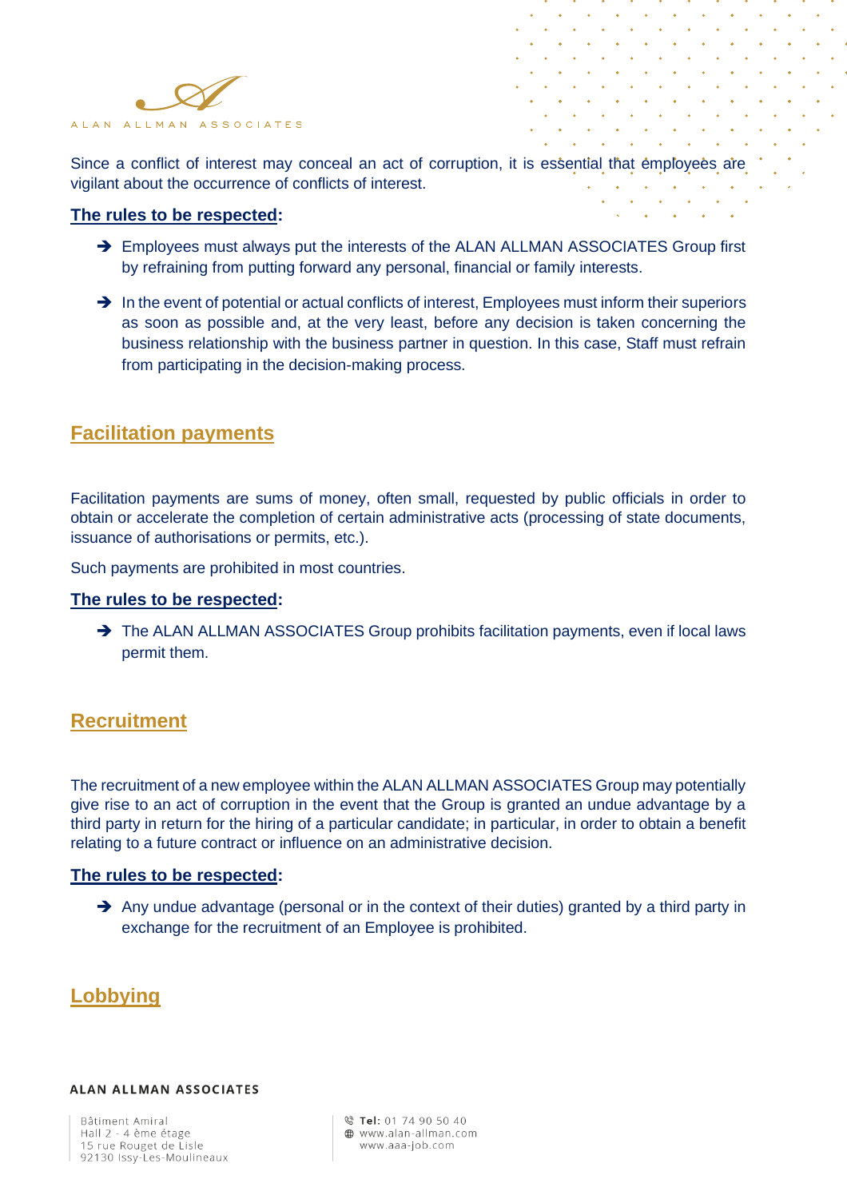Since a conflict of interest may conceal an act of corruption, it is essential that employees are vigilant about the occurrence of conflicts of interest.

**The rules to be respected:**

- ➔ Employees must always put the interests of the ALAN ALLMAN ASSOCIATES Group first by refraining from putting forward any personal, financial or family interests.
- ➔ In the event of potential or actual conflicts of interest, Employees must inform their superiors as soon as possible and, at the very least, before any decision is taken concerning the business relationship with the business partner in question. In this case, Staff must refrain from participating in the decision-making process.

## Facilitation payments

Facilitation payments are sums of money, often small, requested by public officials in order to obtain or accelerate the completion of certain administrative acts (processing of state documents, issuance of authorisations or permits, etc.).

Such payments are prohibited in most countries.

**The rules to be respected:**

- ➔ The ALAN ALLMAN ASSOCIATES Group prohibits facilitation payments, even if local laws permit them.

## Recruitment

The recruitment of a new employee within the ALAN ALLMAN ASSOCIATES Group may potentially give rise to an act of corruption in the event that the Group is granted an undue advantage by a third party in return for the hiring of a particular candidate; in particular, in order to obtain a benefit relating to a future contract or influence on an administrative decision.

**The rules to be respected:**

- ➔ Any undue advantage (personal or in the context of their duties) granted by a third party in exchange for the recruitment of an Employee is prohibited.

## Lobbying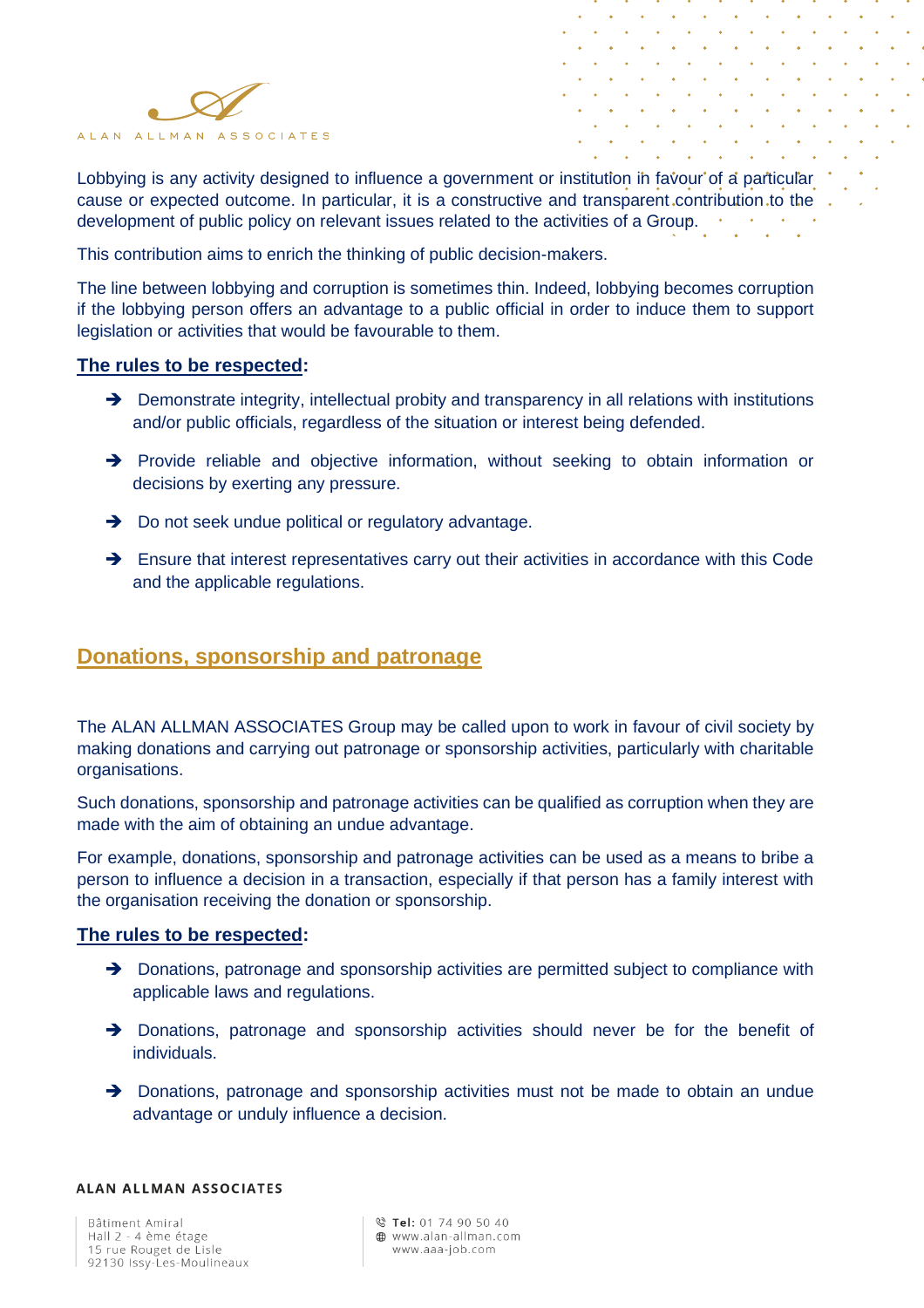Lobbying is any activity designed to influence a government or institution in favour of a particular cause or expected outcome. In particular, it is a constructive and transparent contribution to the development of public policy on relevant issues related to the activities of a Group.

This contribution aims to enrich the thinking of public decision-makers.

The line between lobbying and corruption is sometimes thin. Indeed, lobbying becomes corruption if the lobbying person offers an advantage to a public official in order to induce them to support legislation or activities that would be favourable to them.

**The rules to be respected:**

- Demonstrate integrity, intellectual probity and transparency in all relations with institutions and/or public officials, regardless of the situation or interest being defended.
- Provide reliable and objective information, without seeking to obtain information or decisions by exerting any pressure.
- Do not seek undue political or regulatory advantage.
- Ensure that interest representatives carry out their activities in accordance with this Code and the applicable regulations.

## Donations, sponsorship and patronage

The ALAN ALLMAN ASSOCIATES Group may be called upon to work in favour of civil society by making donations and carrying out patronage or sponsorship activities, particularly with charitable organisations.

Such donations, sponsorship and patronage activities can be qualified as corruption when they are made with the aim of obtaining an undue advantage.

For example, donations, sponsorship and patronage activities can be used as a means to bribe a person to influence a decision in a transaction, especially if that person has a family interest with the organisation receiving the donation or sponsorship.

**The rules to be respected:**

- Donations, patronage and sponsorship activities are permitted subject to compliance with applicable laws and regulations.
- Donations, patronage and sponsorship activities should never be for the benefit of individuals.
- Donations, patronage and sponsorship activities must not be made to obtain an undue advantage or unduly influence a decision.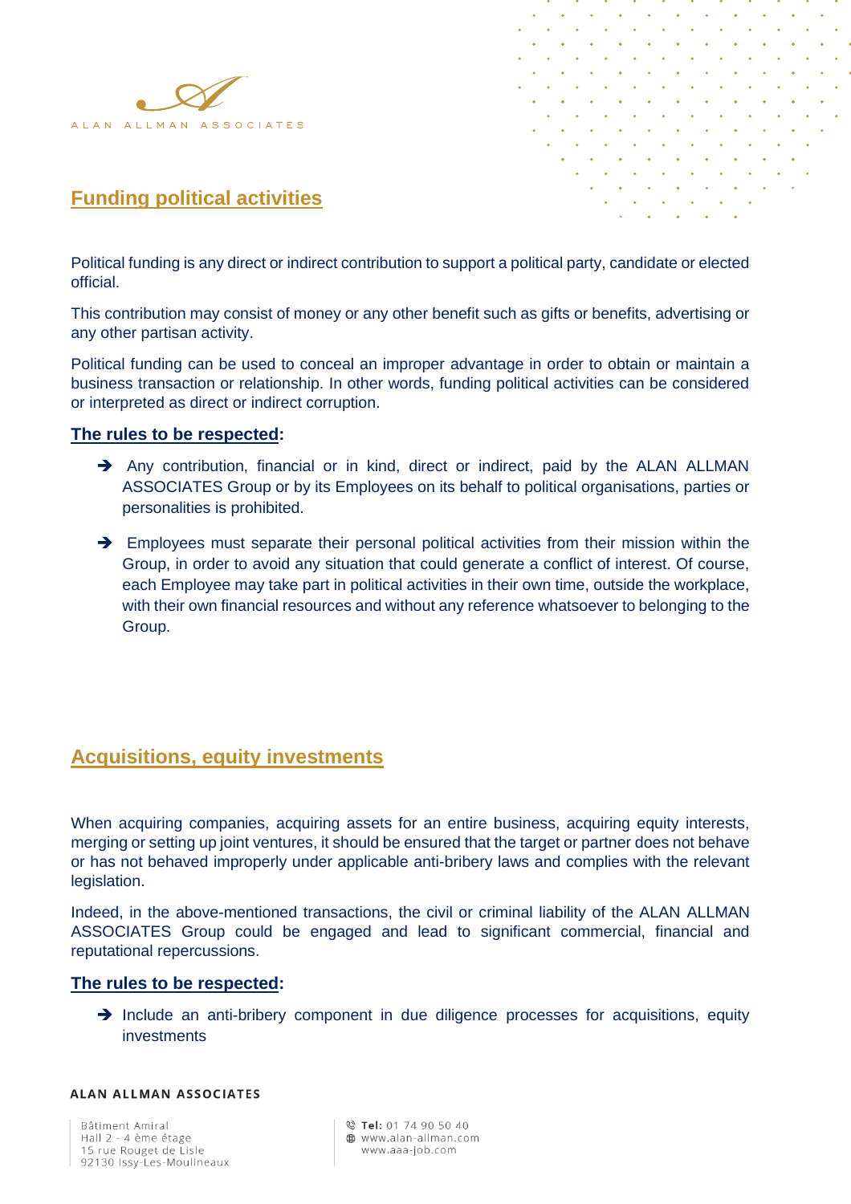## Funding political activities

Political funding is any direct or indirect contribution to support a political party, candidate or elected official.

This contribution may consist of money or any other benefit such as gifts or benefits, advertising or any other partisan activity.

Political funding can be used to conceal an improper advantage in order to obtain or maintain a business transaction or relationship. In other words, funding political activities can be considered or interpreted as direct or indirect corruption.

**The rules to be respected:**

- ➔ Any contribution, financial or in kind, direct or indirect, paid by the ALAN ALLMAN ASSOCIATES Group or by its Employees on its behalf to political organisations, parties or personalities is prohibited.
- ➔ Employees must separate their personal political activities from their mission within the Group, in order to avoid any situation that could generate a conflict of interest. Of course, each Employee may take part in political activities in their own time, outside the workplace, with their own financial resources and without any reference whatsoever to belonging to the Group.

## Acquisitions, equity investments

When acquiring companies, acquiring assets for an entire business, acquiring equity interests, merging or setting up joint ventures, it should be ensured that the target or partner does not behave or has not behaved improperly under applicable anti-bribery laws and complies with the relevant legislation.

Indeed, in the above-mentioned transactions, the civil or criminal liability of the ALAN ALLMAN ASSOCIATES Group could be engaged and lead to significant commercial, financial and reputational repercussions.

**The rules to be respected:**

- ➔ Include an anti-bribery component in due diligence processes for acquisitions, equity investments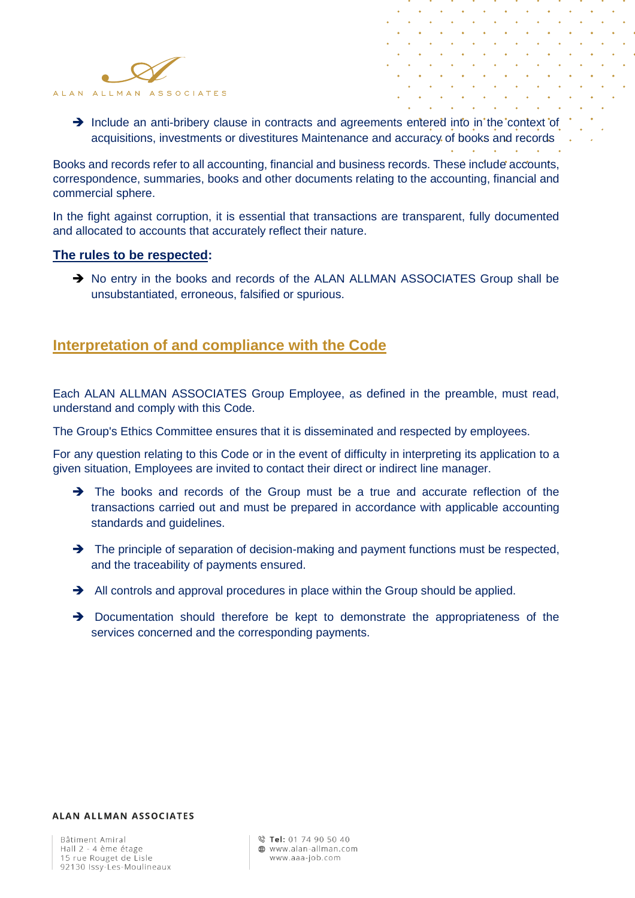- Include an anti-bribery clause in contracts and agreements entered into in the context of acquisitions, investments or divestitures Maintenance and accuracy of books and records

Books and records refer to all accounting, financial and business records. These include accounts, correspondence, summaries, books and other documents relating to the accounting, financial and commercial sphere.

In the fight against corruption, it is essential that transactions are transparent, fully documented and allocated to accounts that accurately reflect their nature.

**The rules to be respected:**

- No entry in the books and records of the ALAN ALLMAN ASSOCIATES Group shall be unsubstantiated, erroneous, falsified or spurious.

## Interpretation of and compliance with the Code

Each ALAN ALLMAN ASSOCIATES Group Employee, as defined in the preamble, must read, understand and comply with this Code.

The Group's Ethics Committee ensures that it is disseminated and respected by employees.

For any question relating to this Code or in the event of difficulty in interpreting its application to a given situation, Employees are invited to contact their direct or indirect line manager.

- The books and records of the Group must be a true and accurate reflection of the transactions carried out and must be prepared in accordance with applicable accounting standards and guidelines.
- The principle of separation of decision-making and payment functions must be respected, and the traceability of payments ensured.
- All controls and approval procedures in place within the Group should be applied.
- Documentation should therefore be kept to demonstrate the appropriateness of the services concerned and the corresponding payments.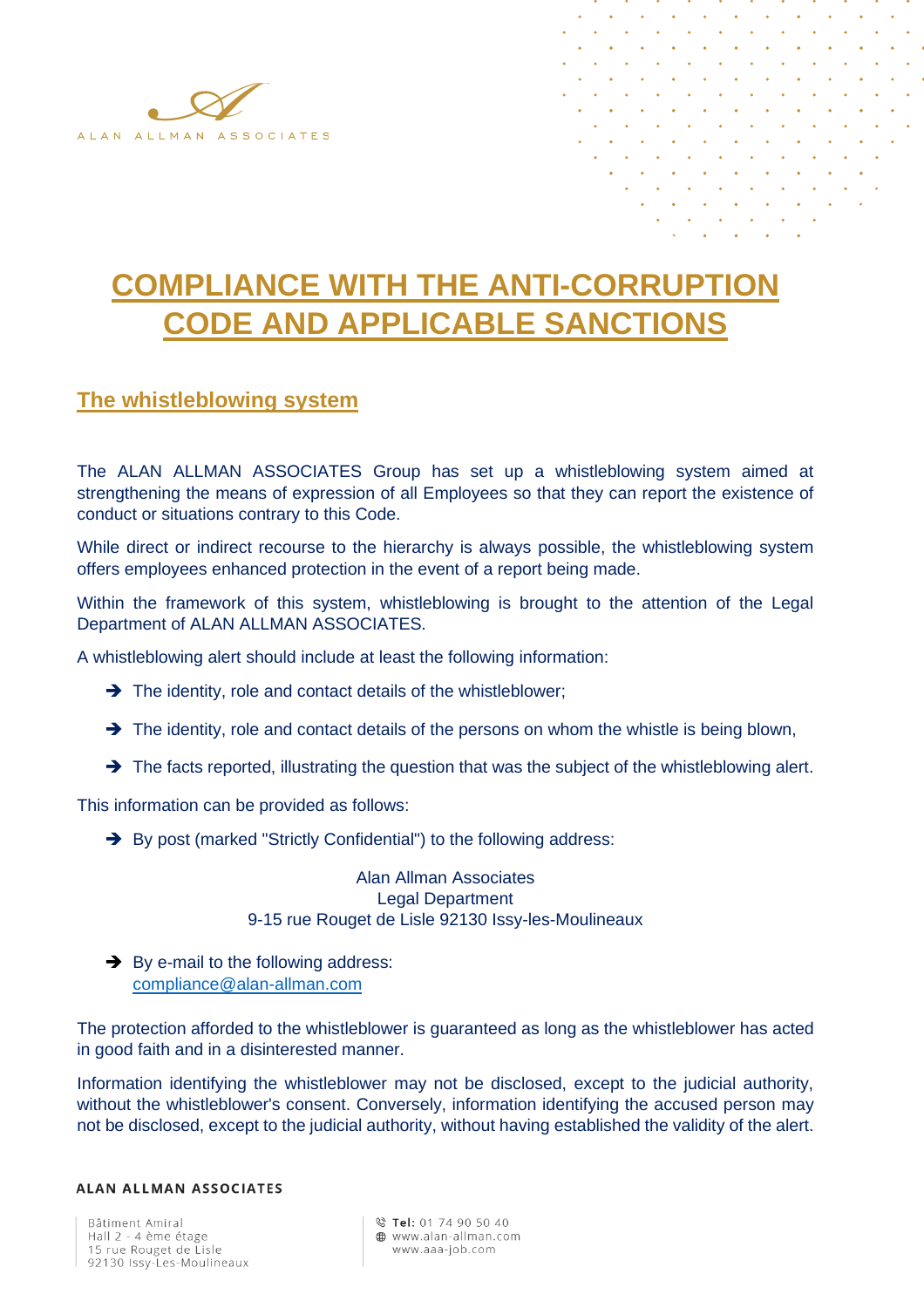# COMPLIANCE WITH THE ANTI-CORRUPTION CODE AND APPLICABLE SANCTIONS

## The whistleblowing system

The ALAN ALLMAN ASSOCIATES Group has set up a whistleblowing system aimed at strengthening the means of expression of all Employees so that they can report the existence of conduct or situations contrary to this Code.

While direct or indirect recourse to the hierarchy is always possible, the whistleblowing system offers employees enhanced protection in the event of a report being made.

Within the framework of this system, whistleblowing is brought to the attention of the Legal Department of ALAN ALLMAN ASSOCIATES.

A whistleblowing alert should include at least the following information:

- The identity, role and contact details of the whistleblower;
- The identity, role and contact details of the persons on whom the whistle is being blown,
- The facts reported, illustrating the question that was the subject of the whistleblowing alert.

This information can be provided as follows:

- By post (marked "Strictly Confidential") to the following address:

  Alan Allman Associates
  Legal Department
  9-15 rue Rouget de Lisle 92130 Issy-les-Moulineaux

- By e-mail to the following address:
  compliance@alan-allman.com

The protection afforded to the whistleblower is guaranteed as long as the whistleblower has acted in good faith and in a disinterested manner.

Information identifying the whistleblower may not be disclosed, except to the judicial authority, without the whistleblower's consent. Conversely, information identifying the accused person may not be disclosed, except to the judicial authority, without having established the validity of the alert.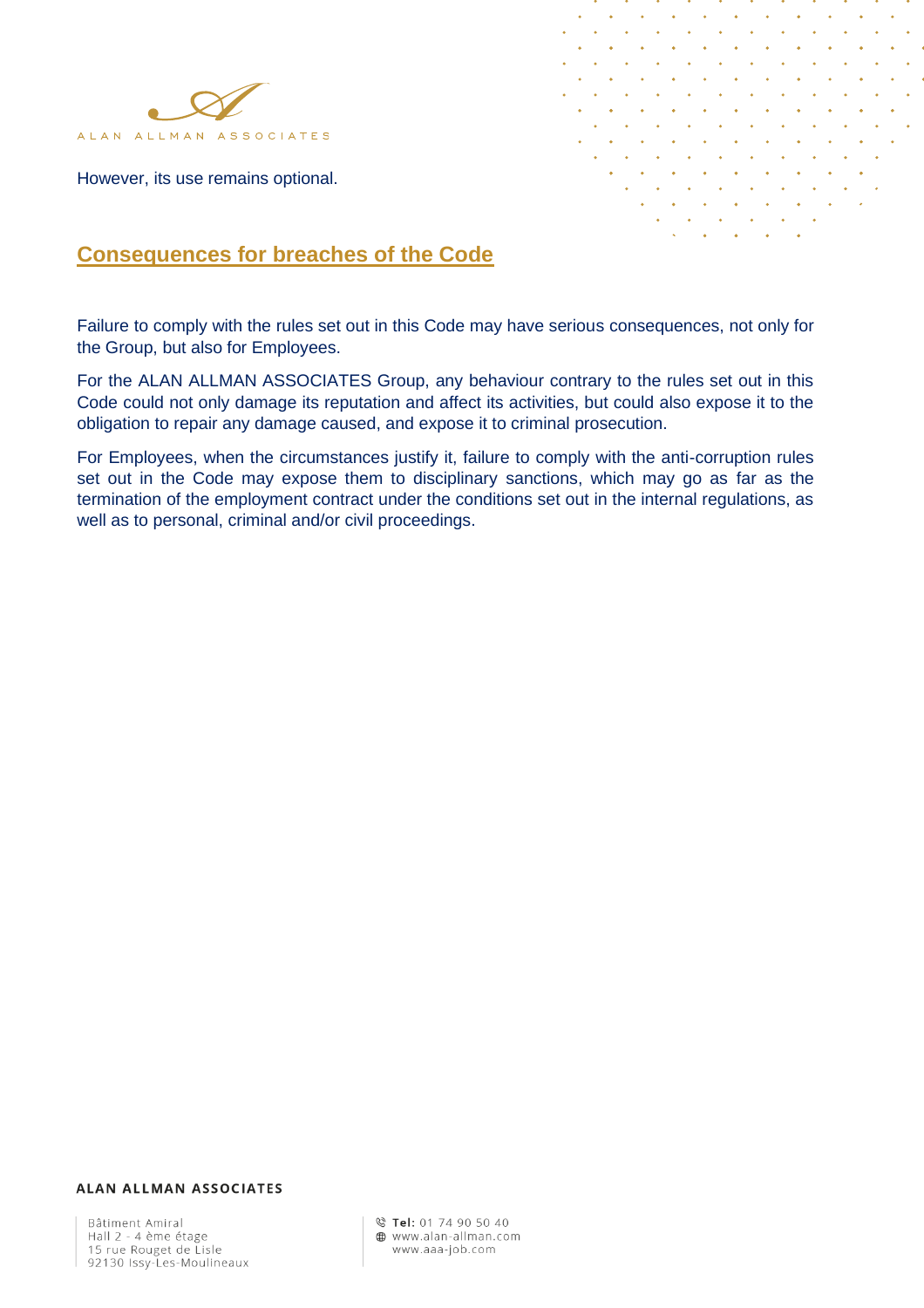However, its use remains optional.

## Consequences for breaches of the Code

Failure to comply with the rules set out in this Code may have serious consequences, not only for the Group, but also for Employees.

For the ALAN ALLMAN ASSOCIATES Group, any behaviour contrary to the rules set out in this Code could not only damage its reputation and affect its activities, but could also expose it to the obligation to repair any damage caused, and expose it to criminal prosecution.

For Employees, when the circumstances justify it, failure to comply with the anti-corruption rules set out in the Code may expose them to disciplinary sanctions, which may go as far as the termination of the employment contract under the conditions set out in the internal regulations, as well as to personal, criminal and/or civil proceedings.